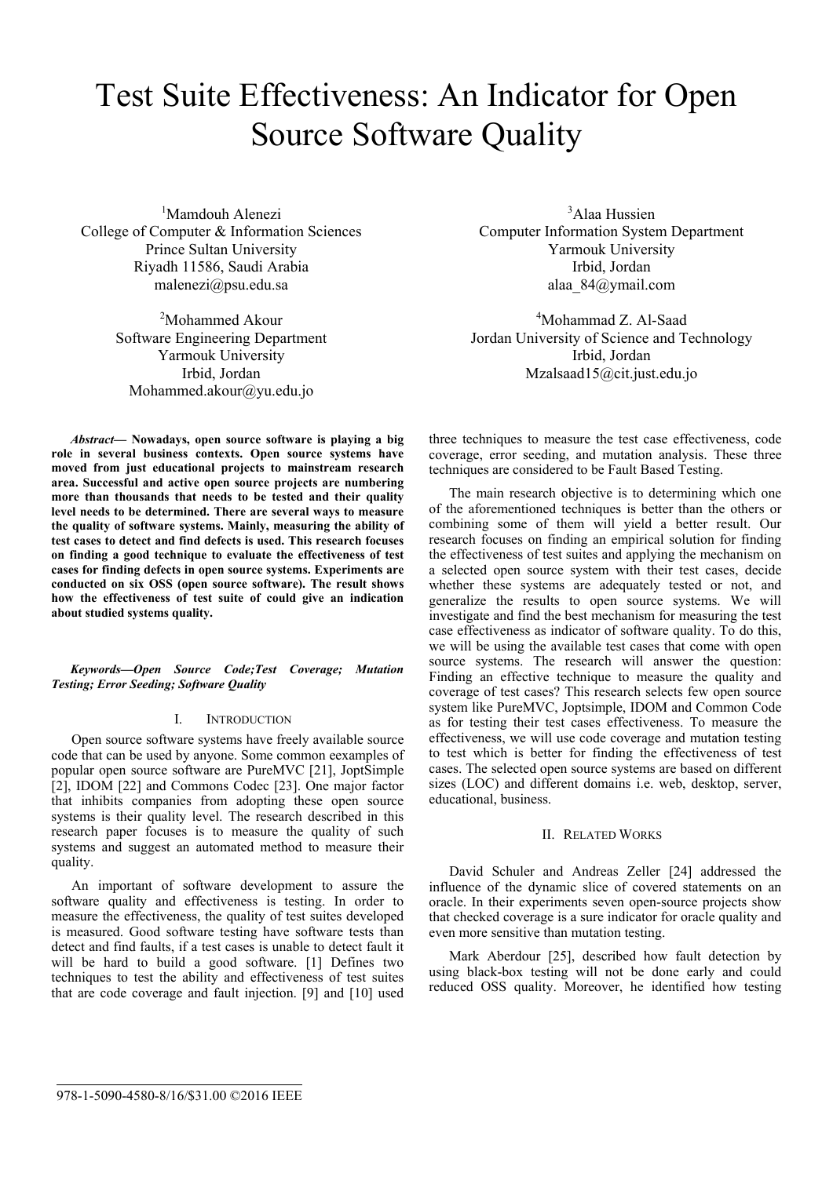# Test Suite Effectiveness: An Indicator for Open Source Software Quality

[1]Mamdouh Alenezi
College of Computer & Information Sciences
Prince Sultan University
Riyadh 11586, Saudi Arabia
malenezi@psu.edu.sa

[2]Mohammed Akour
Software Engineering Department
Yarmouk University
Irbid, Jordan
Mohammed.akour@yu.edu.jo

[3]Alaa Hussien
Computer Information System Department
Yarmouk University
Irbid, Jordan
alaa_84@ymail.com

[4]Mohammad Z. Al-Saad
Jordan University of Science and Technology
Irbid, Jordan
Mzalsaad15@cit.just.edu.jo

***Abstract*— Nowadays, open source software is playing a big role in several business contexts. Open source systems have moved from just educational projects to mainstream research area. Successful and active open source projects are numbering more than thousands that needs to be tested and their quality level needs to be determined. There are several ways to measure the quality of software systems. Mainly, measuring the ability of test cases to detect and find defects is used. This research focuses on finding a good technique to evaluate the effectiveness of test cases for finding defects in open source systems. Experiments are conducted on six OSS (open source software). The result shows how the effectiveness of test suite of could give an indication about studied systems quality.**

***Keywords—Open Source Code;Test Coverage; Mutation Testing; Error Seeding; Software Quality***

## I. Introduction

Open source software systems have freely available source code that can be used by anyone. Some common eexamples of popular open source software are PureMVC [21], JoptSimple [2], IDOM [22] and Commons Codec [23]. One major factor that inhibits companies from adopting these open source systems is their quality level. The research described in this research paper focuses is to measure the quality of such systems and suggest an automated method to measure their quality.

An important of software development to assure the software quality and effectiveness is testing. In order to measure the effectiveness, the quality of test suites developed is measured. Good software testing have software tests than detect and find faults, if a test cases is unable to detect fault it will be hard to build a good software. [1] Defines two techniques to test the ability and effectiveness of test suites that are code coverage and fault injection. [9] and [10] used three techniques to measure the test case effectiveness, code coverage, error seeding, and mutation analysis. These three techniques are considered to be Fault Based Testing.

The main research objective is to determining which one of the aforementioned techniques is better than the others or combining some of them will yield a better result. Our research focuses on finding an empirical solution for finding the effectiveness of test suites and applying the mechanism on a selected open source system with their test cases, decide whether these systems are adequately tested or not, and generalize the results to open source systems. We will investigate and find the best mechanism for measuring the test case effectiveness as indicator of software quality. To do this, we will be using the available test cases that come with open source systems. The research will answer the question: Finding an effective technique to measure the quality and coverage of test cases? This research selects few open source system like PureMVC, Joptsimple, IDOM and Common Code as for testing their test cases effectiveness. To measure the effectiveness, we will use code coverage and mutation testing to test which is better for finding the effectiveness of test cases. The selected open source systems are based on different sizes (LOC) and different domains i.e. web, desktop, server, educational, business.

## II. Related Works

David Schuler and Andreas Zeller [24] addressed the influence of the dynamic slice of covered statements on an oracle. In their experiments seven open-source projects show that checked coverage is a sure indicator for oracle quality and even more sensitive than mutation testing.

Mark Aberdour [25], described how fault detection by using black-box testing will not be done early and could reduced OSS quality. Moreover, he identified how testing

978-1-5090-4580-8/16/$31.00 ©2016 IEEE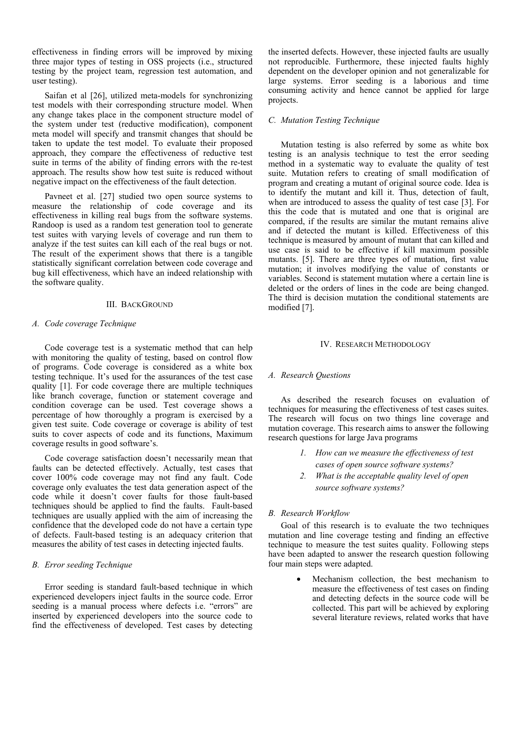effectiveness in finding errors will be improved by mixing three major types of testing in OSS projects (i.e., structured testing by the project team, regression test automation, and user testing).

Saifan et al [26], utilized meta-models for synchronizing test models with their corresponding structure model. When any change takes place in the component structure model of the system under test (reductive modification), component meta model will specify and transmit changes that should be taken to update the test model. To evaluate their proposed approach, they compare the effectiveness of reductive test suite in terms of the ability of finding errors with the re-test approach. The results show how test suite is reduced without negative impact on the effectiveness of the fault detection.

Pavneet et al. [27] studied two open source systems to measure the relationship of code coverage and its effectiveness in killing real bugs from the software systems. Randoop is used as a random test generation tool to generate test suites with varying levels of coverage and run them to analyze if the test suites can kill each of the real bugs or not. The result of the experiment shows that there is a tangible statistically significant correlation between code coverage and bug kill effectiveness, which have an indeed relationship with the software quality.

## III. BackGround

### A. Code coverage Technique

Code coverage test is a systematic method that can help with monitoring the quality of testing, based on control flow of programs. Code coverage is considered as a white box testing technique. It's used for the assurances of the test case quality [1]. For code coverage there are multiple techniques like branch coverage, function or statement coverage and condition coverage can be used. Test coverage shows a percentage of how thoroughly a program is exercised by a given test suite. Code coverage or coverage is ability of test suits to cover aspects of code and its functions, Maximum coverage results in good software's.

Code coverage satisfaction doesn't necessarily mean that faults can be detected effectively. Actually, test cases that cover 100% code coverage may not find any fault. Code coverage only evaluates the test data generation aspect of the code while it doesn't cover faults for those fault-based techniques should be applied to find the faults. Fault-based techniques are usually applied with the aim of increasing the confidence that the developed code do not have a certain type of defects. Fault-based testing is an adequacy criterion that measures the ability of test cases in detecting injected faults.

### B. Error seeding Technique

Error seeding is standard fault-based technique in which experienced developers inject faults in the source code. Error seeding is a manual process where defects i.e. "errors" are inserted by experienced developers into the source code to find the effectiveness of developed. Test cases by detecting the inserted defects. However, these injected faults are usually not reproducible. Furthermore, these injected faults highly dependent on the developer opinion and not generalizable for large systems. Error seeding is a laborious and time consuming activity and hence cannot be applied for large projects.

### C. Mutation Testing Technique

Mutation testing is also referred by some as white box testing is an analysis technique to test the error seeding method in a systematic way to evaluate the quality of test suite. Mutation refers to creating of small modification of program and creating a mutant of original source code. Idea is to identify the mutant and kill it. Thus, detection of fault, when are introduced to assess the quality of test case [3]. For this the code that is mutated and one that is original are compared, if the results are similar the mutant remains alive and if detected the mutant is killed. Effectiveness of this technique is measured by amount of mutant that can killed and use case is said to be effective if kill maximum possible mutants. [5]. There are three types of mutation, first value mutation; it involves modifying the value of constants or variables. Second is statement mutation where a certain line is deleted or the orders of lines in the code are being changed. The third is decision mutation the conditional statements are modified [7].

## IV. Research Methodology

### A. Research Questions

As described the research focuses on evaluation of techniques for measuring the effectiveness of test cases suites. The research will focus on two things line coverage and mutation coverage. This research aims to answer the following research questions for large Java programs

1. *How can we measure the effectiveness of test cases of open source software systems?*
2. *What is the acceptable quality level of open source software systems?*

### B. Research Workflow

Goal of this research is to evaluate the two techniques mutation and line coverage testing and finding an effective technique to measure the test suites quality. Following steps have been adapted to answer the research question following four main steps were adapted.

- Mechanism collection, the best mechanism to measure the effectiveness of test cases on finding and detecting defects in the source code will be collected. This part will be achieved by exploring several literature reviews, related works that have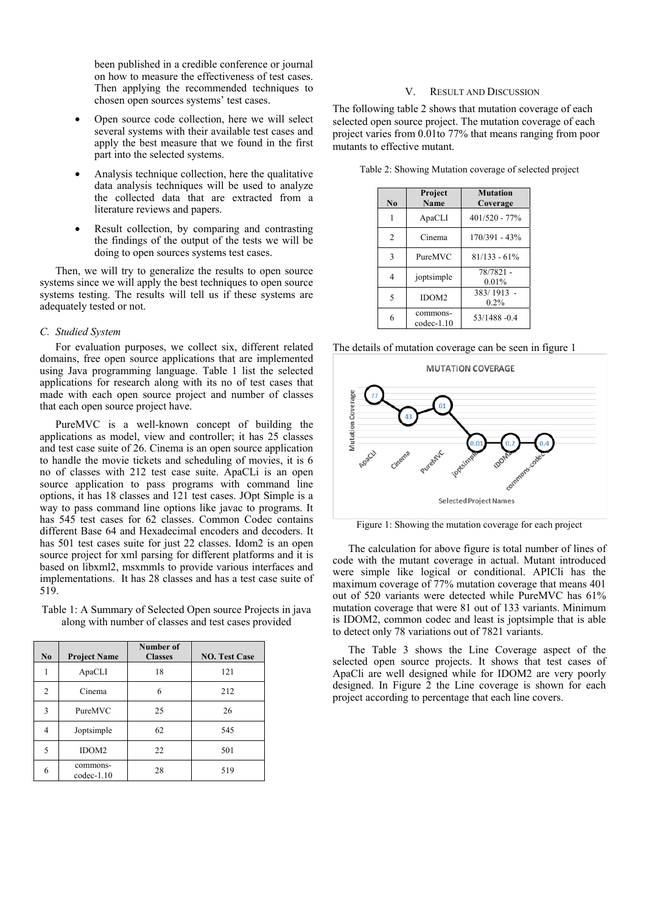been published in a credible conference or journal on how to measure the effectiveness of test cases. Then applying the recommended techniques to chosen open sources systems' test cases.

- Open source code collection, here we will select several systems with their available test cases and apply the best measure that we found in the first part into the selected systems.
- Analysis technique collection, here the qualitative data analysis techniques will be used to analyze the collected data that are extracted from a literature reviews and papers.
- Result collection, by comparing and contrasting the findings of the output of the tests we will be doing to open sources systems test cases.

Then, we will try to generalize the results to open source systems since we will apply the best techniques to open source systems testing. The results will tell us if these systems are adequately tested or not.

### *C. Studied System*

For evaluation purposes, we collect six, different related domains, free open source applications that are implemented using Java programming language. Table 1 list the selected applications for research along with its no of test cases that made with each open source project and number of classes that each open source project have.

PureMVC is a well-known concept of building the applications as model, view and controller; it has 25 classes and test case suite of 26. Cinema is an open source application to handle the movie tickets and scheduling of movies, it is 6 no of classes with 212 test case suite. ApaCLi is an open source application to pass programs with command line options, it has 18 classes and 121 test cases. JOpt Simple is a way to pass command line options like javac to programs. It has 545 test cases for 62 classes. Common Codec contains different Base 64 and Hexadecimal encoders and decoders. It has 501 test cases suite for just 22 classes. Idom2 is an open source project for xml parsing for different platforms and it is based on libxml2, msxmmls to provide various interfaces and implementations. It has 28 classes and has a test case suite of 519.

Table 1: A Summary of Selected Open source Projects in java along with number of classes and test cases provided

| No | Project Name | Number of Classes | NO. Test Case |
|---|---|---|---|
| 1 | ApaCLI | 18 | 121 |
| 2 | Cinema | 6 | 212 |
| 3 | PureMVC | 25 | 26 |
| 4 | Joptsimple | 62 | 545 |
| 5 | IDOM2 | 22 | 501 |
| 6 | commons-codec-1.10 | 28 | 519 |

## V. Result and Discussion

The following table 2 shows that mutation coverage of each selected open source project. The mutation coverage of each project varies from 0.01to 77% that means ranging from poor mutants to effective mutant.

Table 2: Showing Mutation coverage of selected project

| No | Project Name | Mutation Coverage |
|---|---|---|
| 1 | ApaCLI | 401/520 - 77% |
| 2 | Cinema | 170/391 - 43% |
| 3 | PureMVC | 81/133 - 61% |
| 4 | joptsimple | 78/7821 - 0.01% |
| 5 | IDOM2 | 383/ 1913 - 0.2% |
| 6 | commons-codec-1.10 | 53/1488 -0.4 |

The details of mutation coverage can be seen in figure 1

MUTATION COVERAGE

Mutation Coverage

77
43
61
0.01
0.2
0.4

ApaCLI
Cinema
PureMVC
joptsimple
IDOM2
commons-codec

Selected Project Names

Figure 1: Showing the mutation coverage for each project

The calculation for above figure is total number of lines of code with the mutant coverage in actual. Mutant introduced were simple like logical or conditional. APICli has the maximum coverage of 77% mutation coverage that means 401 out of 520 variants were detected while PureMVC has 61% mutation coverage that were 81 out of 133 variants. Minimum is IDOM2, common codec and least is joptsimple that is able to detect only 78 variations out of 7821 variants.

The Table 3 shows the Line Coverage aspect of the selected open source projects. It shows that test cases of ApaCli are well designed while for IDOM2 are very poorly designed. In Figure 2 the Line coverage is shown for each project according to percentage that each line covers.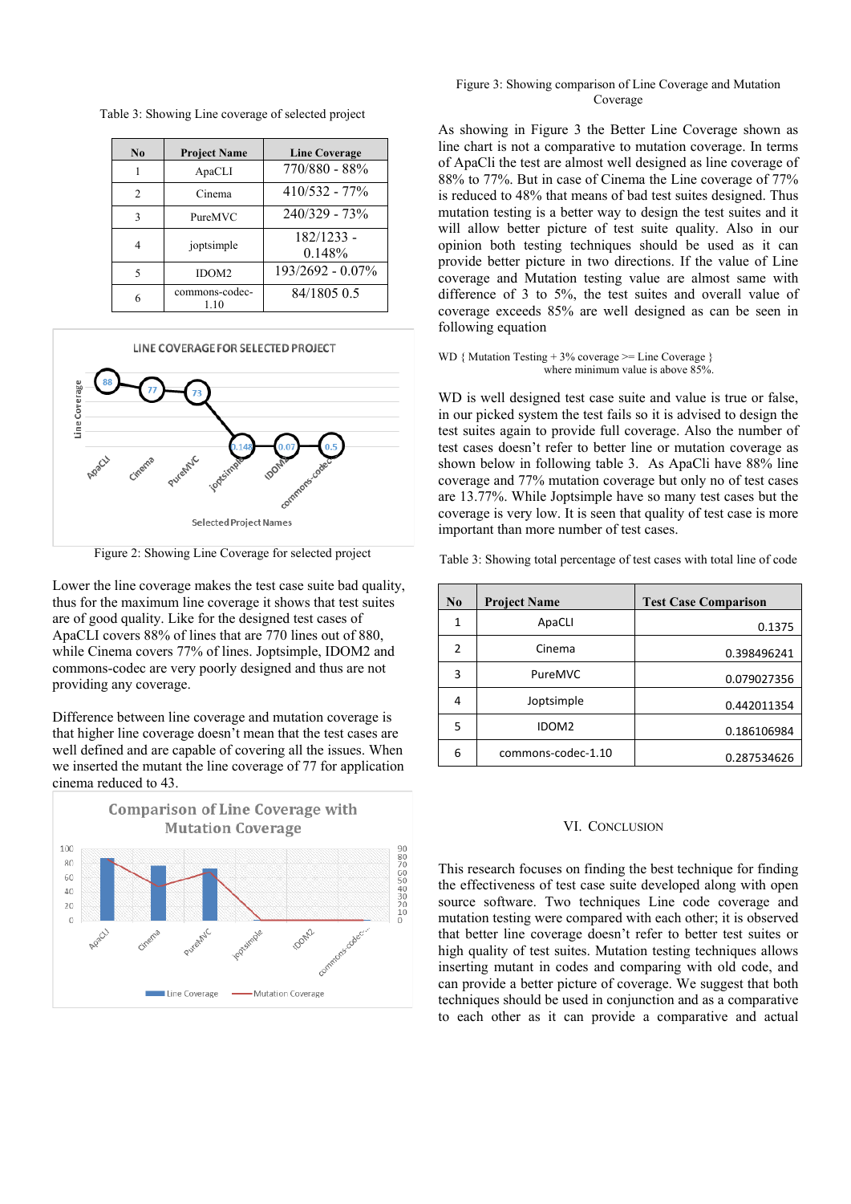Table 3: Showing Line coverage of selected project

| No | Project Name | Line Coverage |
|---|---|---|
| 1 | ApaCLI | 770/880 - 88% |
| 2 | Cinema | 410/532 - 77% |
| 3 | PureMVC | 240/329 - 73% |
| 4 | joptsimple | 182/1233 - 0.148% |
| 5 | IDOM2 | 193/2692 - 0.07% |
| 6 | commons-codec-1.10 | 84/1805 0.5 |

LINE COVERAGE FOR SELECTED PROJECT

Line Coverage

88
77
73
0.148
0.07
0.5

ApaCLI
Cinema
PureMVC
joptsimple
IDOM2
commons-codec

Selected Project Names

Figure 2: Showing Line Coverage for selected project

Lower the line coverage makes the test case suite bad quality, thus for the maximum line coverage it shows that test suites are of good quality. Like for the designed test cases of ApaCLI covers 88% of lines that are 770 lines out of 880, while Cinema covers 77% of lines. Joptsimple, IDOM2 and commons-codec are very poorly designed and thus are not providing any coverage.

Difference between line coverage and mutation coverage is that higher line coverage doesn't mean that the test cases are well defined and are capable of covering all the issues. When we inserted the mutant the line coverage of 77 for application cinema reduced to 43.

Comparison of Line Coverage with Mutation Coverage

100
80
60
40
20
0

90
80
70
60
50
40
30
20
10
0

ApaCLI
Cinema
PureMVC
joptsimple
IDOM2
commons-codec-...

Line Coverage
Mutation Coverage

Figure 3: Showing comparison of Line Coverage and Mutation Coverage

As showing in Figure 3 the Better Line Coverage shown as line chart is not a comparative to mutation coverage. In terms of ApaCli the test are almost well designed as line coverage of 88% to 77%. But in case of Cinema the Line coverage of 77% is reduced to 48% that means of bad test suites designed. Thus mutation testing is a better way to design the test suites and it will allow better picture of test suite quality. Also in our opinion both testing techniques should be used as it can provide better picture in two directions. If the value of Line coverage and Mutation testing value are almost same with difference of 3 to 5%, the test suites and overall value of coverage exceeds 85% are well designed as can be seen in following equation

WD { Mutation Testing + 3% coverage >= Line Coverage }
where minimum value is above 85%.

WD is well designed test case suite and value is true or false, in our picked system the test fails so it is advised to design the test suites again to provide full coverage. Also the number of test cases doesn't refer to better line or mutation coverage as shown below in following table 3. As ApaCli have 88% line coverage and 77% mutation coverage but only no of test cases are 13.77%. While Joptsimple have so many test cases but the coverage is very low. It is seen that quality of test case is more important than more number of test cases.

Table 3: Showing total percentage of test cases with total line of code

| No | Project Name | Test Case Comparison |
|---|---|---|
| 1 | ApaCLI | 0.1375 |
| 2 | Cinema | 0.398496241 |
| 3 | PureMVC | 0.079027356 |
| 4 | Joptsimple | 0.442011354 |
| 5 | IDOM2 | 0.186106984 |
| 6 | commons-codec-1.10 | 0.287534626 |

## VI. Conclusion

This research focuses on finding the best technique for finding the effectiveness of test case suite developed along with open source software. Two techniques Line code coverage and mutation testing were compared with each other; it is observed that better line coverage doesn't refer to better test suites or high quality of test suites. Mutation testing techniques allows inserting mutant in codes and comparing with old code, and can provide a better picture of coverage. We suggest that both techniques should be used in conjunction and as a comparative to each other as it can provide a comparative and actual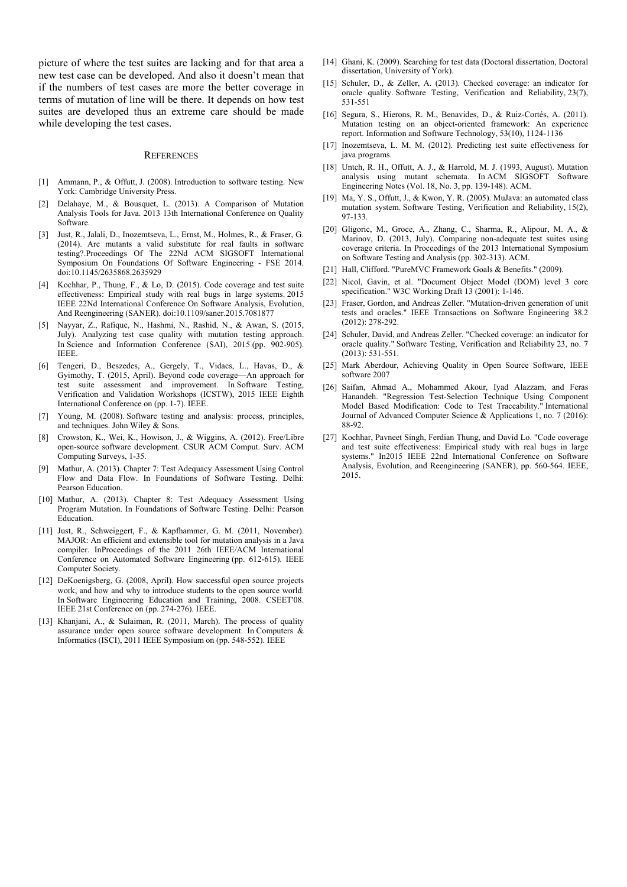picture of where the test suites are lacking and for that area a new test case can be developed. And also it doesn't mean that if the numbers of test cases are more the better coverage in terms of mutation of line will be there. It depends on how test suites are developed thus an extreme care should be made while developing the test cases.

## REFERENCES

[1] Ammann, P., & Offutt, J. (2008). Introduction to software testing. New York: Cambridge University Press.

[2] Delahaye, M., & Bousquet, L. (2013). A Comparison of Mutation Analysis Tools for Java. 2013 13th International Conference on Quality Software.

[3] Just, R., Jalali, D., Inozemtseva, L., Ernst, M., Holmes, R., & Fraser, G. (2014). Are mutants a valid substitute for real faults in software testing?.Proceedings Of The 22Nd ACM SIGSOFT International Symposium On Foundations Of Software Engineering - FSE 2014. doi:10.1145/2635868.2635929

[4] Kochhar, P., Thung, F., & Lo, D. (2015). Code coverage and test suite effectiveness: Empirical study with real bugs in large systems. 2015 IEEE 22Nd International Conference On Software Analysis, Evolution, And Reengineering (SANER). doi:10.1109/saner.2015.7081877

[5] Nayyar, Z., Rafique, N., Hashmi, N., Rashid, N., & Awan, S. (2015, July). Analyzing test case quality with mutation testing approach. In Science and Information Conference (SAI), 2015 (pp. 902-905). IEEE.

[6] Tengeri, D., Beszedes, A., Gergely, T., Vidacs, L., Havas, D., & Gyimothy, T. (2015, April). Beyond code coverage—An approach for test suite assessment and improvement. In Software Testing, Verification and Validation Workshops (ICSTW), 2015 IEEE Eighth International Conference on (pp. 1-7). IEEE.

[7] Young, M. (2008). Software testing and analysis: process, principles, and techniques. John Wiley & Sons.

[8] Crowston, K., Wei, K., Howison, J., & Wiggins, A. (2012). Free/Libre open-source software development. CSUR ACM Comput. Surv. ACM Computing Surveys, 1-35.

[9] Mathur, A. (2013). Chapter 7: Test Adequacy Assessment Using Control Flow and Data Flow. In Foundations of Software Testing. Delhi: Pearson Education.

[10] Mathur, A. (2013). Chapter 8: Test Adequacy Assessment Using Program Mutation. In Foundations of Software Testing. Delhi: Pearson Education.

[11] Just, R., Schweiggert, F., & Kapfhammer, G. M. (2011, November). MAJOR: An efficient and extensible tool for mutation analysis in a Java compiler. InProceedings of the 2011 26th IEEE/ACM International Conference on Automated Software Engineering (pp. 612-615). IEEE Computer Society.

[12] DeKoenigsberg, G. (2008, April). How successful open source projects work, and how and why to introduce students to the open source world. In Software Engineering Education and Training, 2008. CSEET'08. IEEE 21st Conference on (pp. 274-276). IEEE.

[13] Khanjani, A., & Sulaiman, R. (2011, March). The process of quality assurance under open source software development. In Computers & Informatics (ISCI), 2011 IEEE Symposium on (pp. 548-552). IEEE

[14] Ghani, K. (2009). Searching for test data (Doctoral dissertation, Doctoral dissertation, University of York).

[15] Schuler, D., & Zeller, A. (2013). Checked coverage: an indicator for oracle quality. Software Testing, Verification and Reliability, 23(7), 531-551

[16] Segura, S., Hierons, R. M., Benavides, D., & Ruiz-Cortés, A. (2011). Mutation testing on an object-oriented framework: An experience report. Information and Software Technology, 53(10), 1124-1136

[17] Inozemtseva, L. M. M. (2012). Predicting test suite effectiveness for java programs.

[18] Untch, R. H., Offutt, A. J., & Harrold, M. J. (1993, August). Mutation analysis using mutant schemata. In ACM SIGSOFT Software Engineering Notes (Vol. 18, No. 3, pp. 139-148). ACM.

[19] Ma, Y. S., Offutt, J., & Kwon, Y. R. (2005). MuJava: an automated class mutation system. Software Testing, Verification and Reliability, 15(2), 97-133.

[20] Gligoric, M., Groce, A., Zhang, C., Sharma, R., Alipour, M. A., & Marinov, D. (2013, July). Comparing non-adequate test suites using coverage criteria. In Proceedings of the 2013 International Symposium on Software Testing and Analysis (pp. 302-313). ACM.

[21] Hall, Clifford. "PureMVC Framework Goals & Benefits." (2009).

[22] Nicol, Gavin, et al. "Document Object Model (DOM) level 3 core specification." W3C Working Draft 13 (2001): 1-146.

[23] Fraser, Gordon, and Andreas Zeller. "Mutation-driven generation of unit tests and oracles." IEEE Transactions on Software Engineering 38.2 (2012): 278-292.

[24] Schuler, David, and Andreas Zeller. "Checked coverage: an indicator for oracle quality." Software Testing, Verification and Reliability 23, no. 7 (2013): 531-551.

[25] Mark Aberdour, Achieving Quality in Open Source Software, IEEE software 2007

[26] Saifan, Ahmad A., Mohammed Akour, Iyad Alazzam, and Feras Hanandeh. "Regression Test-Selection Technique Using Component Model Based Modification: Code to Test Traceability." International Journal of Advanced Computer Science & Applications 1, no. 7 (2016): 88-92.

[27] Kochhar, Pavneet Singh, Ferdian Thung, and David Lo. "Code coverage and test suite effectiveness: Empirical study with real bugs in large systems." In2015 IEEE 22nd International Conference on Software Analysis, Evolution, and Reengineering (SANER), pp. 560-564. IEEE, 2015.